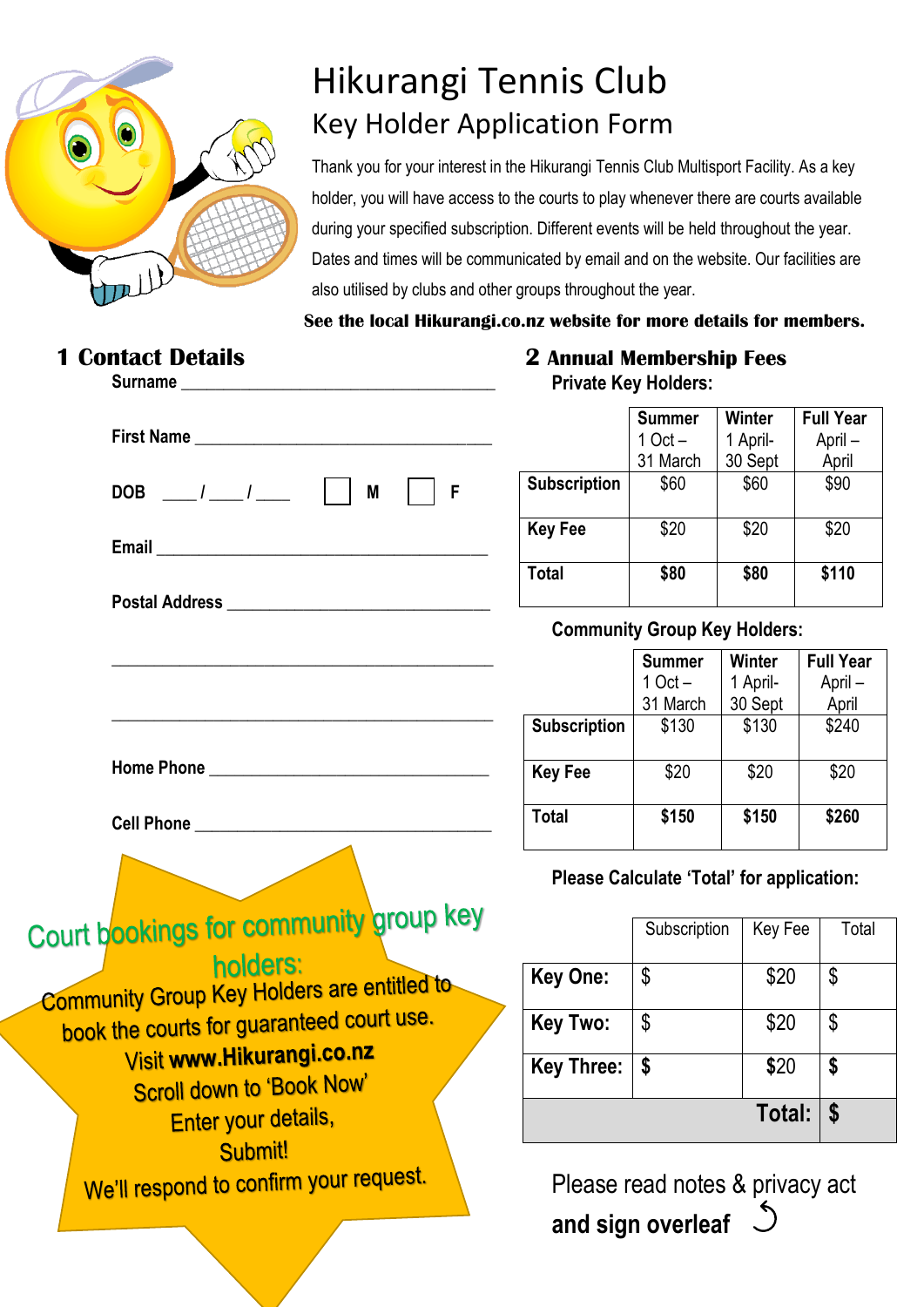# Hikurangi Tennis Club

## Key Holder Application Form

Thank you for your interest in the Hikurangi Tennis Club Multisport Facility. As a key holder, you will have access to the courts to play whenever there are courts available during your specified subscription. Different events will be held throughout the year. Dates and times will be communicated by email and on the website. Our facilities are also utilised by clubs and other groups throughout the year.

**See the local Hikurangi.co.nz website for more details for members.**

## 1 Contact Details

Surname ___________________________________

First Name _________________________________

DOB ____ / ____ / ____ ☐ M ☐ F

Email _____________________________________

Postal Address ______________________________

___________________________________________

___________________________________________

Home Phone ________________________________

Cell Phone _________________________________

**Court bookings for community group key holders:**

Community Group Key Holders are entitled to book the courts for guaranteed court use.
Visit **www.Hikurangi.co.nz**
Scroll down to 'Book Now'
Enter your details,
Submit!
We'll respond to confirm your request.

## 2 Annual Membership Fees

**Private Key Holders:**

| | **Summer** 1 Oct – 31 March | **Winter** 1 April- 30 Sept | **Full Year** April – April |
|---|---|---|---|
| **Subscription** | $60 | $60 | $90 |
| **Key Fee** | $20 | $20 | $20 |
| **Total** | **$80** | **$80** | **$110** |

**Community Group Key Holders:**

| | **Summer** 1 Oct – 31 March | **Winter** 1 April- 30 Sept | **Full Year** April – April |
|---|---|---|---|
| **Subscription** | $130 | $130 | $240 |
| **Key Fee** | $20 | $20 | $20 |
| **Total** | **$150** | **$150** | **$260** |

**Please Calculate 'Total' for application:**

| | Subscription | Key Fee | Total |
|---|---|---|---|
| **Key One:** | $ | $20 | $ |
| **Key Two:** | $ | $20 | $ |
| **Key Three:** | **$** | $20 | **$** |
| | | **Total:** | **$** |

Please read notes & privacy act and sign overleaf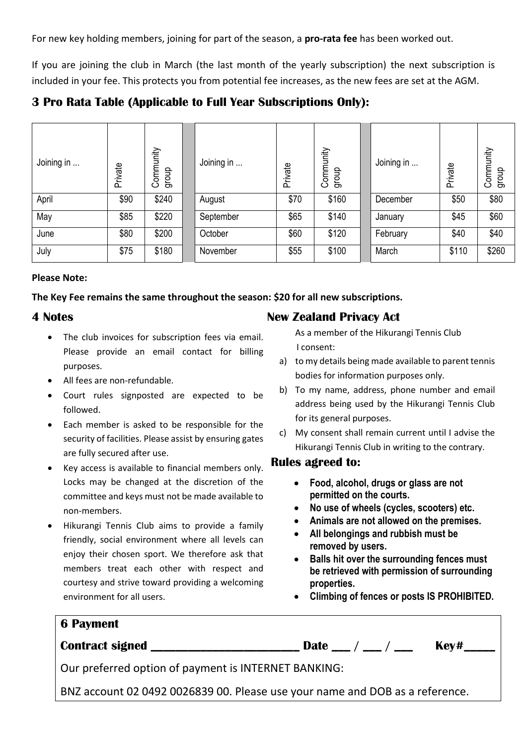For new key holding members, joining for part of the season, a **pro-rata fee** has been worked out.

If you are joining the club in March (the last month of the yearly subscription) the next subscription is included in your fee. This protects you from potential fee increases, as the new fees are set at the AGM.

## 3 Pro Rata Table (Applicable to Full Year Subscriptions Only):

| Joining in ... | Private | Community group | Joining in ... | Private | Community group | Joining in ... | Private | Community group |
|---|---|---|---|---|---|---|---|---|
| April | $90 | $240 | August | $70 | $160 | December | $50 | $80 |
| May | $85 | $220 | September | $65 | $140 | January | $45 | $60 |
| June | $80 | $200 | October | $60 | $120 | February | $40 | $40 |
| July | $75 | $180 | November | $55 | $100 | March | $110 | $260 |

**Please Note:**

**The Key Fee remains the same throughout the season: $20 for all new subscriptions.**

## 4 Notes

- The club invoices for subscription fees via email. Please provide an email contact for billing purposes.
- All fees are non-refundable.
- Court rules signposted are expected to be followed.
- Each member is asked to be responsible for the security of facilities. Please assist by ensuring gates are fully secured after use.
- Key access is available to financial members only. Locks may be changed at the discretion of the committee and keys must not be made available to non-members.
- Hikurangi Tennis Club aims to provide a family friendly, social environment where all levels can enjoy their chosen sport. We therefore ask that members treat each other with respect and courtesy and strive toward providing a welcoming environment for all users.

## New Zealand Privacy Act

As a member of the Hikurangi Tennis Club I consent:

a) to my details being made available to parent tennis bodies for information purposes only.

b) To my name, address, phone number and email address being used by the Hikurangi Tennis Club for its general purposes.

c) My consent shall remain current until I advise the Hikurangi Tennis Club in writing to the contrary.

## Rules agreed to:

- **Food, alcohol, drugs or glass are not permitted on the courts.**
- **No use of wheels (cycles, scooters) etc.**
- **Animals are not allowed on the premises.**
- **All belongings and rubbish must be removed by users.**
- **Balls hit over the surrounding fences must be retrieved with permission of surrounding properties.**
- **Climbing of fences or posts IS PROHIBITED.**

## 6 Payment

**Contract signed ________________________ Date ___ / ___ / ___ Key#_____**

Our preferred option of payment is INTERNET BANKING:

BNZ account 02 0492 0026839 00. Please use your name and DOB as a reference.